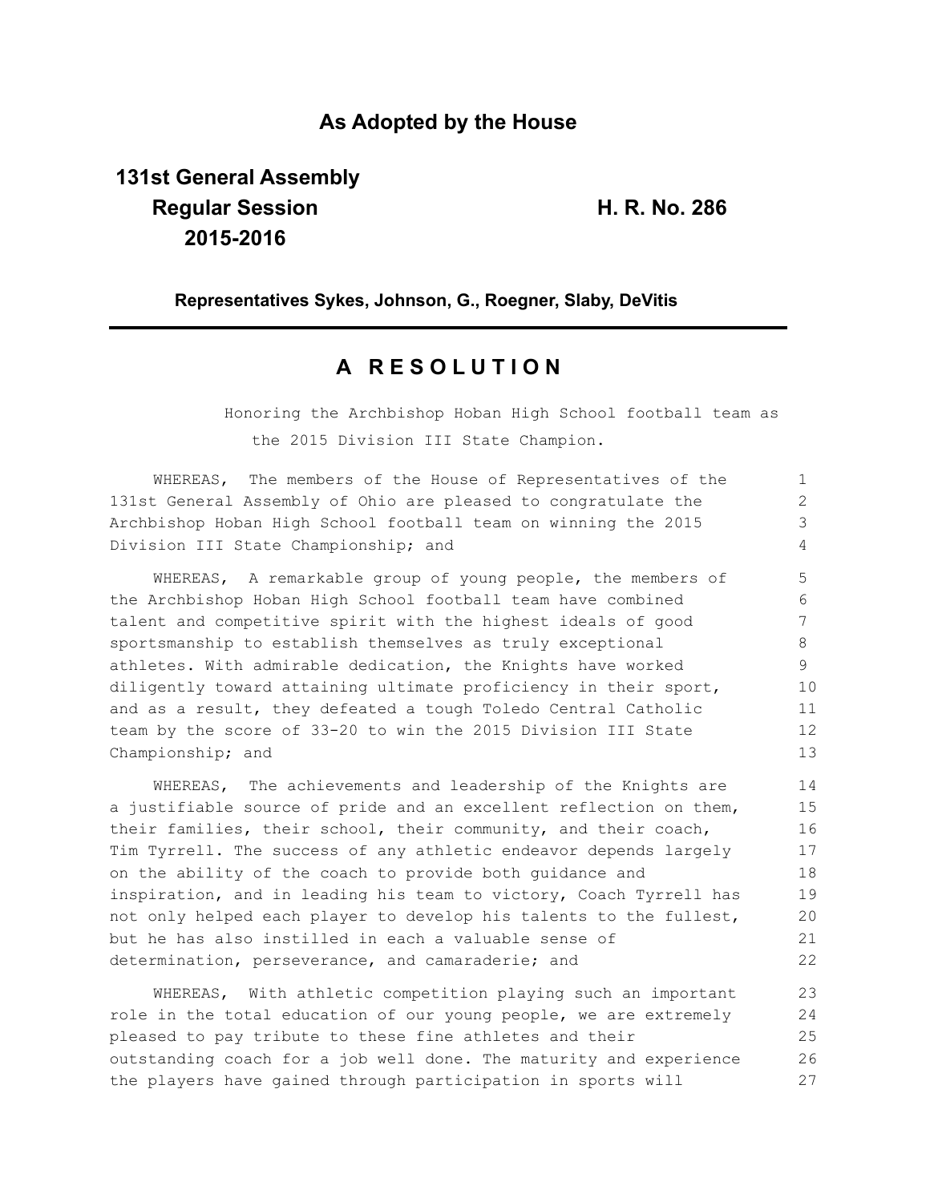**As Adopted by the House**

**131st General Assembly**
**Regular Session** **H. R. No. 286**
**2015-2016**

**Representatives Sykes, Johnson, G., Roegner, Slaby, DeVitis**

---

# A R E S O L U T I O N

Honoring the Archbishop Hoban High School football team as the 2015 Division III State Champion.

WHEREAS, The members of the House of Representatives of the 131st General Assembly of Ohio are pleased to congratulate the Archbishop Hoban High School football team on winning the 2015 Division III State Championship; and

WHEREAS, A remarkable group of young people, the members of the Archbishop Hoban High School football team have combined talent and competitive spirit with the highest ideals of good sportsmanship to establish themselves as truly exceptional athletes. With admirable dedication, the Knights have worked diligently toward attaining ultimate proficiency in their sport, and as a result, they defeated a tough Toledo Central Catholic team by the score of 33-20 to win the 2015 Division III State Championship; and

WHEREAS, The achievements and leadership of the Knights are a justifiable source of pride and an excellent reflection on them, their families, their school, their community, and their coach, Tim Tyrrell. The success of any athletic endeavor depends largely on the ability of the coach to provide both guidance and inspiration, and in leading his team to victory, Coach Tyrrell has not only helped each player to develop his talents to the fullest, but he has also instilled in each a valuable sense of determination, perseverance, and camaraderie; and

WHEREAS, With athletic competition playing such an important role in the total education of our young people, we are extremely pleased to pay tribute to these fine athletes and their outstanding coach for a job well done. The maturity and experience the players have gained through participation in sports will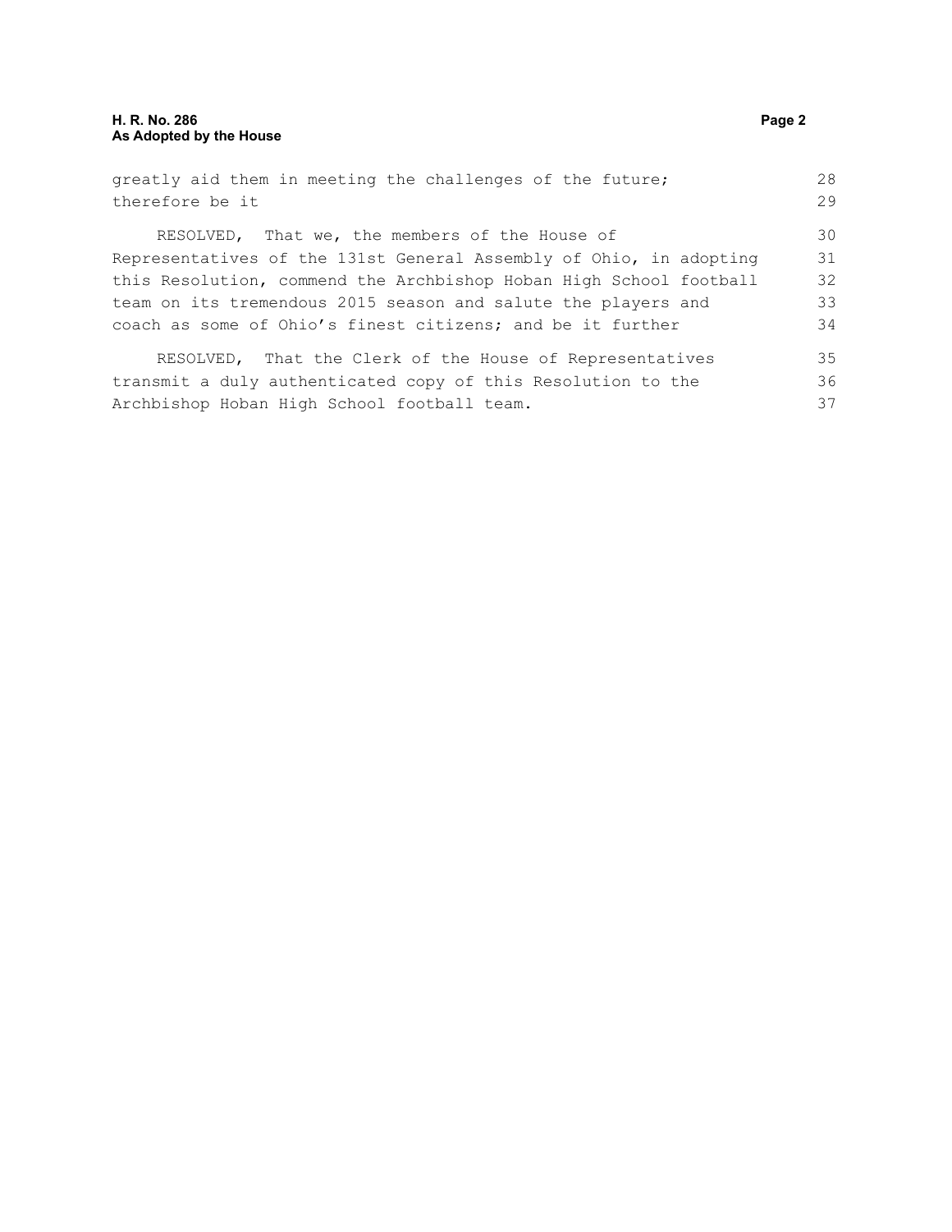greatly aid them in meeting the challenges of the future; therefore be it

RESOLVED, That we, the members of the House of Representatives of the 131st General Assembly of Ohio, in adopting this Resolution, commend the Archbishop Hoban High School football team on its tremendous 2015 season and salute the players and coach as some of Ohio's finest citizens; and be it further

RESOLVED, That the Clerk of the House of Representatives transmit a duly authenticated copy of this Resolution to the Archbishop Hoban High School football team.